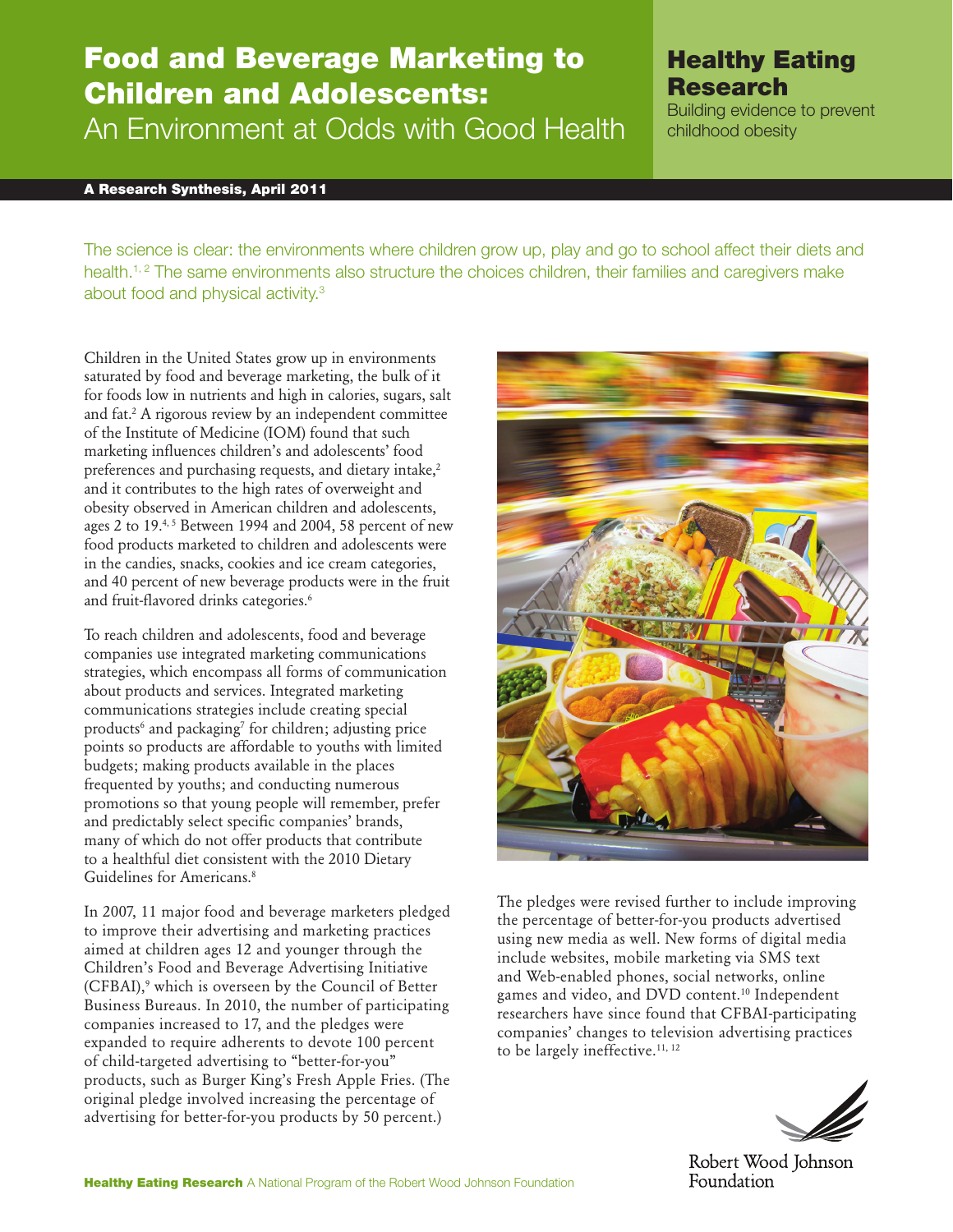# Food and Beverage Marketing to Children and Adolescents: An Environment at Odds with Good Health

**Healthy Eating Research**
Building evidence to prevent childhood obesity

**A Research Synthesis, April 2011**

The science is clear: the environments where children grow up, play and go to school affect their diets and health.[1, 2] The same environments also structure the choices children, their families and caregivers make about food and physical activity.[3]

Children in the United States grow up in environments saturated by food and beverage marketing, the bulk of it for foods low in nutrients and high in calories, sugars, salt and fat.[2] A rigorous review by an independent committee of the Institute of Medicine (IOM) found that such marketing influences children's and adolescents' food preferences and purchasing requests, and dietary intake,[2] and it contributes to the high rates of overweight and obesity observed in American children and adolescents, ages 2 to 19.[4, 5] Between 1994 and 2004, 58 percent of new food products marketed to children and adolescents were in the candies, snacks, cookies and ice cream categories, and 40 percent of new beverage products were in the fruit and fruit-flavored drinks categories.[6]

To reach children and adolescents, food and beverage companies use integrated marketing communications strategies, which encompass all forms of communication about products and services. Integrated marketing communications strategies include creating special products[6] and packaging[7] for children; adjusting price points so products are affordable to youths with limited budgets; making products available in the places frequented by youths; and conducting numerous promotions so that young people will remember, prefer and predictably select specific companies' brands, many of which do not offer products that contribute to a healthful diet consistent with the 2010 Dietary Guidelines for Americans.[8]

In 2007, 11 major food and beverage marketers pledged to improve their advertising and marketing practices aimed at children ages 12 and younger through the Children's Food and Beverage Advertising Initiative (CFBAI),[9] which is overseen by the Council of Better Business Bureaus. In 2010, the number of participating companies increased to 17, and the pledges were expanded to require adherents to devote 100 percent of child-targeted advertising to "better-for-you" products, such as Burger King's Fresh Apple Fries. (The original pledge involved increasing the percentage of advertising for better-for-you products by 50 percent.)

The pledges were revised further to include improving the percentage of better-for-you products advertised using new media as well. New forms of digital media include websites, mobile marketing via SMS text and Web-enabled phones, social networks, online games and video, and DVD content.[10] Independent researchers have since found that CFBAI-participating companies' changes to television advertising practices to be largely ineffective.[11, 12]

**Healthy Eating Research** A National Program of the Robert Wood Johnson Foundation

Robert Wood Johnson Foundation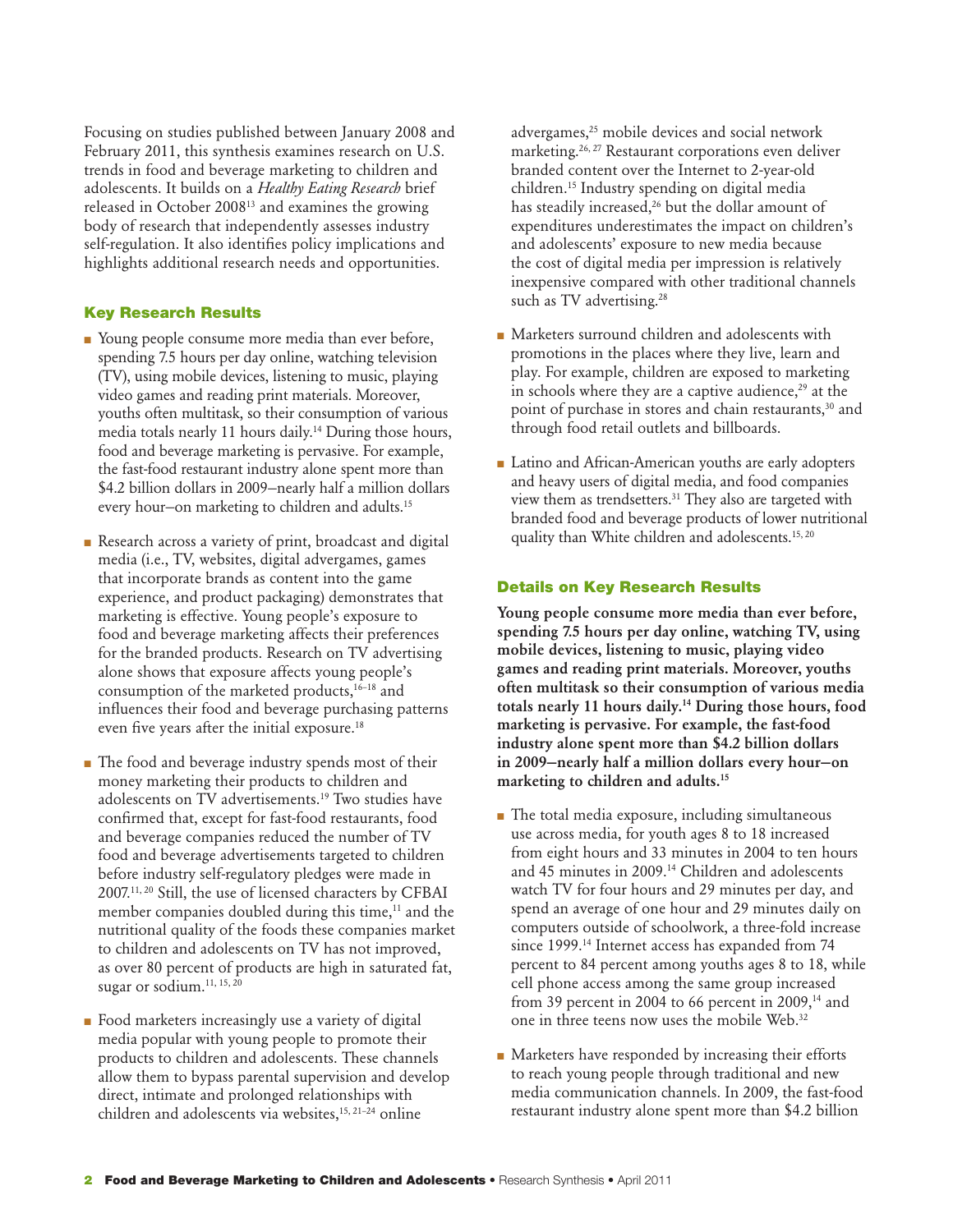Focusing on studies published between January 2008 and February 2011, this synthesis examines research on U.S. trends in food and beverage marketing to children and adolescents. It builds on a *Healthy Eating Research* brief released in October 2008[13] and examines the growing body of research that independently assesses industry self-regulation. It also identifies policy implications and highlights additional research needs and opportunities.

## Key Research Results

- Young people consume more media than ever before, spending 7.5 hours per day online, watching television (TV), using mobile devices, listening to music, playing video games and reading print materials. Moreover, youths often multitask, so their consumption of various media totals nearly 11 hours daily.[14] During those hours, food and beverage marketing is pervasive. For example, the fast-food restaurant industry alone spent more than $4.2 billion dollars in 2009—nearly half a million dollars every hour—on marketing to children and adults.[15]

- Research across a variety of print, broadcast and digital media (i.e., TV, websites, digital advergames, games that incorporate brands as content into the game experience, and product packaging) demonstrates that marketing is effective. Young people's exposure to food and beverage marketing affects their preferences for the branded products. Research on TV advertising alone shows that exposure affects young people's consumption of the marketed products,[16–18] and influences their food and beverage purchasing patterns even five years after the initial exposure.[18]

- The food and beverage industry spends most of their money marketing their products to children and adolescents on TV advertisements.[19] Two studies have confirmed that, except for fast-food restaurants, food and beverage companies reduced the number of TV food and beverage advertisements targeted to children before industry self-regulatory pledges were made in 2007.[11, 20] Still, the use of licensed characters by CFBAI member companies doubled during this time,[11] and the nutritional quality of the foods these companies market to children and adolescents on TV has not improved, as over 80 percent of products are high in saturated fat, sugar or sodium.[11, 15, 20]

- Food marketers increasingly use a variety of digital media popular with young people to promote their products to children and adolescents. These channels allow them to bypass parental supervision and develop direct, intimate and prolonged relationships with children and adolescents via websites,[15, 21–24] online advergames,[25] mobile devices and social network marketing.[26, 27] Restaurant corporations even deliver branded content over the Internet to 2-year-old children.[15] Industry spending on digital media has steadily increased,[26] but the dollar amount of expenditures underestimates the impact on children's and adolescents' exposure to new media because the cost of digital media per impression is relatively inexpensive compared with other traditional channels such as TV advertising.[28]

- Marketers surround children and adolescents with promotions in the places where they live, learn and play. For example, children are exposed to marketing in schools where they are a captive audience,[29] at the point of purchase in stores and chain restaurants,[30] and through food retail outlets and billboards.

- Latino and African-American youths are early adopters and heavy users of digital media, and food companies view them as trendsetters.[31] They also are targeted with branded food and beverage products of lower nutritional quality than White children and adolescents.[15, 20]

## Details on Key Research Results

**Young people consume more media than ever before, spending 7.5 hours per day online, watching TV, using mobile devices, listening to music, playing video games and reading print materials. Moreover, youths often multitask so their consumption of various media totals nearly 11 hours daily.[14] During those hours, food marketing is pervasive. For example, the fast-food industry alone spent more than $4.2 billion dollars in 2009—nearly half a million dollars every hour—on marketing to children and adults.[15]**

- The total media exposure, including simultaneous use across media, for youth ages 8 to 18 increased from eight hours and 33 minutes in 2004 to ten hours and 45 minutes in 2009.[14] Children and adolescents watch TV for four hours and 29 minutes per day, and spend an average of one hour and 29 minutes daily on computers outside of schoolwork, a three-fold increase since 1999.[14] Internet access has expanded from 74 percent to 84 percent among youths ages 8 to 18, while cell phone access among the same group increased from 39 percent in 2004 to 66 percent in 2009,[14] and one in three teens now uses the mobile Web.[32]

- Marketers have responded by increasing their efforts to reach young people through traditional and new media communication channels. In 2009, the fast-food restaurant industry alone spent more than $4.2 billion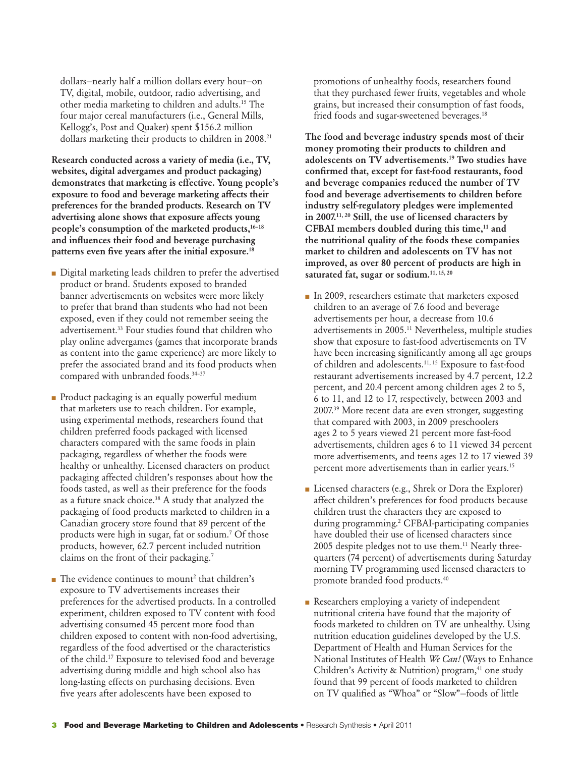dollars—nearly half a million dollars every hour—on TV, digital, mobile, outdoor, radio advertising, and other media marketing to children and adults.[15] The four major cereal manufacturers (i.e., General Mills, Kellogg's, Post and Quaker) spent $156.2 million dollars marketing their products to children in 2008.[21]

**Research conducted across a variety of media (i.e., TV, websites, digital advergames and product packaging) demonstrates that marketing is effective. Young people's exposure to food and beverage marketing affects their preferences for the branded products. Research on TV advertising alone shows that exposure affects young people's consumption of the marketed products,[16–18] and influences their food and beverage purchasing patterns even five years after the initial exposure.[18]**

- Digital marketing leads children to prefer the advertised product or brand. Students exposed to branded banner advertisements on websites were more likely to prefer that brand than students who had not been exposed, even if they could not remember seeing the advertisement.[33] Four studies found that children who play online advergames (games that incorporate brands as content into the game experience) are more likely to prefer the associated brand and its food products when compared with unbranded foods.[34–37]

- Product packaging is an equally powerful medium that marketers use to reach children. For example, using experimental methods, researchers found that children preferred foods packaged with licensed characters compared with the same foods in plain packaging, regardless of whether the foods were healthy or unhealthy. Licensed characters on product packaging affected children's responses about how the foods tasted, as well as their preference for the foods as a future snack choice.[38] A study that analyzed the packaging of food products marketed to children in a Canadian grocery store found that 89 percent of the products were high in sugar, fat or sodium.[7] Of those products, however, 62.7 percent included nutrition claims on the front of their packaging.[7]

- The evidence continues to mount[2] that children's exposure to TV advertisements increases their preferences for the advertised products. In a controlled experiment, children exposed to TV content with food advertising consumed 45 percent more food than children exposed to content with non-food advertising, regardless of the food advertised or the characteristics of the child.[17] Exposure to televised food and beverage advertising during middle and high school also has long-lasting effects on purchasing decisions. Even five years after adolescents have been exposed to promotions of unhealthy foods, researchers found that they purchased fewer fruits, vegetables and whole grains, but increased their consumption of fast foods, fried foods and sugar-sweetened beverages.[18]

**The food and beverage industry spends most of their money promoting their products to children and adolescents on TV advertisements.[19] Two studies have confirmed that, except for fast-food restaurants, food and beverage companies reduced the number of TV food and beverage advertisements to children before industry self-regulatory pledges were implemented in 2007.[11, 20] Still, the use of licensed characters by CFBAI members doubled during this time,[11] and the nutritional quality of the foods these companies market to children and adolescents on TV has not improved, as over 80 percent of products are high in saturated fat, sugar or sodium.[11, 15, 20]**

- In 2009, researchers estimate that marketers exposed children to an average of 7.6 food and beverage advertisements per hour, a decrease from 10.6 advertisements in 2005.[11] Nevertheless, multiple studies show that exposure to fast-food advertisements on TV have been increasing significantly among all age groups of children and adolescents.[11, 15] Exposure to fast-food restaurant advertisements increased by 4.7 percent, 12.2 percent, and 20.4 percent among children ages 2 to 5, 6 to 11, and 12 to 17, respectively, between 2003 and 2007.[39] More recent data are even stronger, suggesting that compared with 2003, in 2009 preschoolers ages 2 to 5 years viewed 21 percent more fast-food advertisements, children ages 6 to 11 viewed 34 percent more advertisements, and teens ages 12 to 17 viewed 39 percent more advertisements than in earlier years.[15]

- Licensed characters (e.g., Shrek or Dora the Explorer) affect children's preferences for food products because children trust the characters they are exposed to during programming.[2] CFBAI-participating companies have doubled their use of licensed characters since 2005 despite pledges not to use them.[11] Nearly three-quarters (74 percent) of advertisements during Saturday morning TV programming used licensed characters to promote branded food products.[40]

- Researchers employing a variety of independent nutritional criteria have found that the majority of foods marketed to children on TV are unhealthy. Using nutrition education guidelines developed by the U.S. Department of Health and Human Services for the National Institutes of Health *We Can!* (Ways to Enhance Children's Activity & Nutrition) program,[41] one study found that 99 percent of foods marketed to children on TV qualified as "Whoa" or "Slow"—foods of little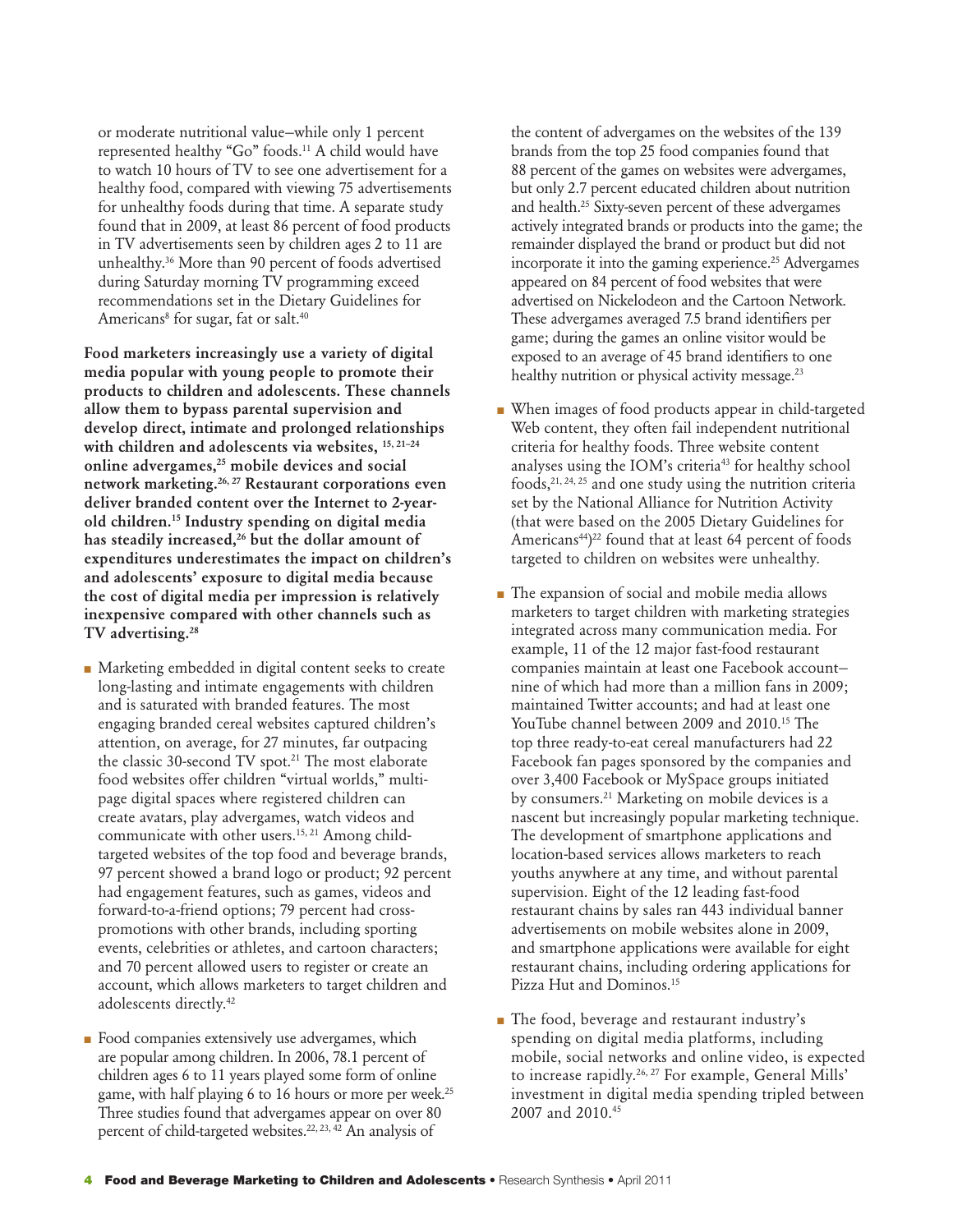or moderate nutritional value–while only 1 percent represented healthy "Go" foods.[11] A child would have to watch 10 hours of TV to see one advertisement for a healthy food, compared with viewing 75 advertisements for unhealthy foods during that time. A separate study found that in 2009, at least 86 percent of food products in TV advertisements seen by children ages 2 to 11 are unhealthy.[36] More than 90 percent of foods advertised during Saturday morning TV programming exceed recommendations set in the Dietary Guidelines for Americans[8] for sugar, fat or salt.[40]

**Food marketers increasingly use a variety of digital media popular with young people to promote their products to children and adolescents. These channels allow them to bypass parental supervision and develop direct, intimate and prolonged relationships with children and adolescents via websites,[15, 21–24] online advergames,[25] mobile devices and social network marketing.[26, 27] Restaurant corporations even deliver branded content over the Internet to 2-year-old children.[15] Industry spending on digital media has steadily increased,[26] but the dollar amount of expenditures underestimates the impact on children's and adolescents' exposure to digital media because the cost of digital media per impression is relatively inexpensive compared with other channels such as TV advertising.[28]**

- Marketing embedded in digital content seeks to create long-lasting and intimate engagements with children and is saturated with branded features. The most engaging branded cereal websites captured children's attention, on average, for 27 minutes, far outpacing the classic 30-second TV spot.[21] The most elaborate food websites offer children "virtual worlds," multi-page digital spaces where registered children can create avatars, play advergames, watch videos and communicate with other users.[15, 21] Among child-targeted websites of the top food and beverage brands, 97 percent showed a brand logo or product; 92 percent had engagement features, such as games, videos and forward-to-a-friend options; 79 percent had cross-promotions with other brands, including sporting events, celebrities or athletes, and cartoon characters; and 70 percent allowed users to register or create an account, which allows marketers to target children and adolescents directly.[42]

- Food companies extensively use advergames, which are popular among children. In 2006, 78.1 percent of children ages 6 to 11 years played some form of online game, with half playing 6 to 16 hours or more per week.[25] Three studies found that advergames appear on over 80 percent of child-targeted websites.[22, 23, 42] An analysis of the content of advergames on the websites of the 139 brands from the top 25 food companies found that 88 percent of the games on websites were advergames, but only 2.7 percent educated children about nutrition and health.[25] Sixty-seven percent of these advergames actively integrated brands or products into the game; the remainder displayed the brand or product but did not incorporate it into the gaming experience.[25] Advergames appeared on 84 percent of food websites that were advertised on Nickelodeon and the Cartoon Network. These advergames averaged 7.5 brand identifiers per game; during the games an online visitor would be exposed to an average of 45 brand identifiers to one healthy nutrition or physical activity message.[23]

- When images of food products appear in child-targeted Web content, they often fail independent nutritional criteria for healthy foods. Three website content analyses using the IOM's criteria[43] for healthy school foods,[21, 24, 25] and one study using the nutrition criteria set by the National Alliance for Nutrition Activity (that were based on the 2005 Dietary Guidelines for Americans[44])[22] found that at least 64 percent of foods targeted to children on websites were unhealthy.

- The expansion of social and mobile media allows marketers to target children with marketing strategies integrated across many communication media. For example, 11 of the 12 major fast-food restaurant companies maintain at least one Facebook account–nine of which had more than a million fans in 2009; maintained Twitter accounts; and had at least one YouTube channel between 2009 and 2010.[15] The top three ready-to-eat cereal manufacturers had 22 Facebook fan pages sponsored by the companies and over 3,400 Facebook or MySpace groups initiated by consumers.[21] Marketing on mobile devices is a nascent but increasingly popular marketing technique. The development of smartphone applications and location-based services allows marketers to reach youths anywhere at any time, and without parental supervision. Eight of the 12 leading fast-food restaurant chains by sales ran 443 individual banner advertisements on mobile websites alone in 2009, and smartphone applications were available for eight restaurant chains, including ordering applications for Pizza Hut and Dominos.[15]

- The food, beverage and restaurant industry's spending on digital media platforms, including mobile, social networks and online video, is expected to increase rapidly.[26, 27] For example, General Mills' investment in digital media spending tripled between 2007 and 2010.[45]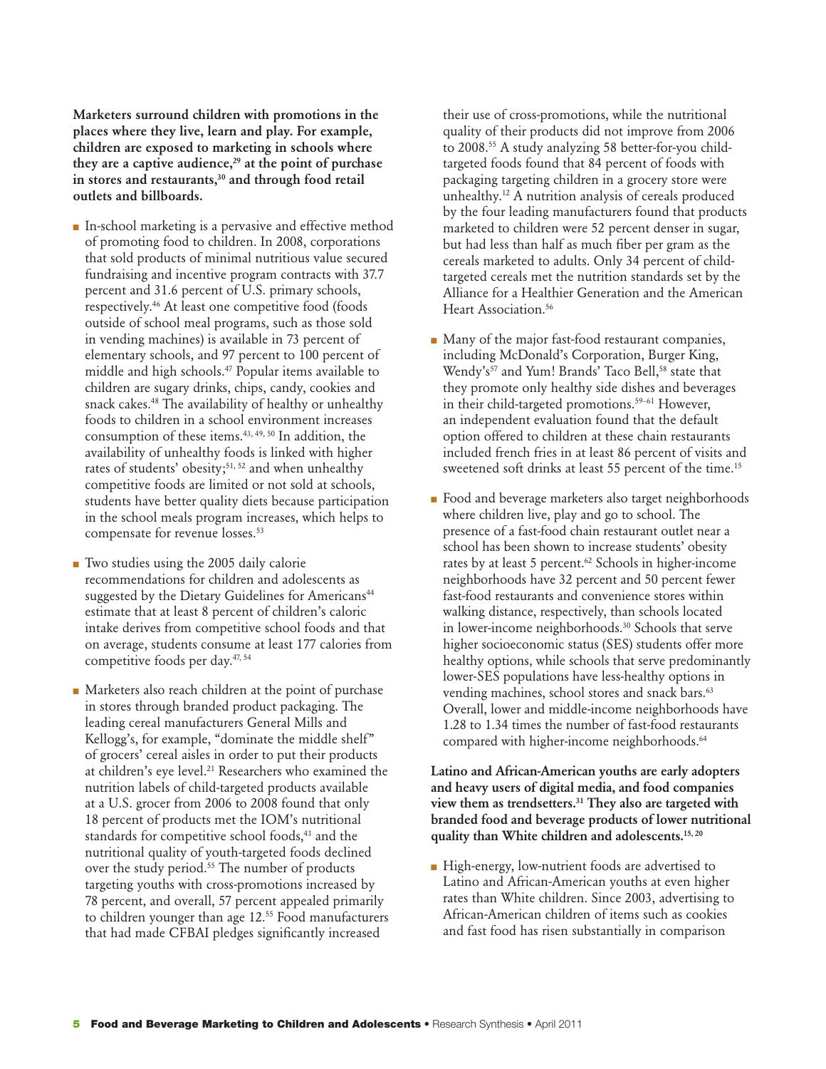**Marketers surround children with promotions in the places where they live, learn and play. For example, children are exposed to marketing in schools where they are a captive audience,[29] at the point of purchase in stores and restaurants,[30] and through food retail outlets and billboards.**

- In-school marketing is a pervasive and effective method of promoting food to children. In 2008, corporations that sold products of minimal nutritious value secured fundraising and incentive program contracts with 37.7 percent and 31.6 percent of U.S. primary schools, respectively.[46] At least one competitive food (foods outside of school meal programs, such as those sold in vending machines) is available in 73 percent of elementary schools, and 97 percent to 100 percent of middle and high schools.[47] Popular items available to children are sugary drinks, chips, candy, cookies and snack cakes.[48] The availability of healthy or unhealthy foods to children in a school environment increases consumption of these items.[43, 49, 50] In addition, the availability of unhealthy foods is linked with higher rates of students' obesity;[51, 52] and when unhealthy competitive foods are limited or not sold at schools, students have better quality diets because participation in the school meals program increases, which helps to compensate for revenue losses.[53]

- Two studies using the 2005 daily calorie recommendations for children and adolescents as suggested by the Dietary Guidelines for Americans[44] estimate that at least 8 percent of children's caloric intake derives from competitive school foods and that on average, students consume at least 177 calories from competitive foods per day.[47, 54]

- Marketers also reach children at the point of purchase in stores through branded product packaging. The leading cereal manufacturers General Mills and Kellogg's, for example, "dominate the middle shelf" of grocers' cereal aisles in order to put their products at children's eye level.[21] Researchers who examined the nutrition labels of child-targeted products available at a U.S. grocer from 2006 to 2008 found that only 18 percent of products met the IOM's nutritional standards for competitive school foods,[43] and the nutritional quality of youth-targeted foods declined over the study period.[55] The number of products targeting youths with cross-promotions increased by 78 percent, and overall, 57 percent appealed primarily to children younger than age 12.[55] Food manufacturers that had made CFBAI pledges significantly increased their use of cross-promotions, while the nutritional quality of their products did not improve from 2006 to 2008.[55] A study analyzing 58 better-for-you child-targeted foods found that 84 percent of foods with packaging targeting children in a grocery store were unhealthy.[12] A nutrition analysis of cereals produced by the four leading manufacturers found that products marketed to children were 52 percent denser in sugar, but had less than half as much fiber per gram as the cereals marketed to adults. Only 34 percent of child-targeted cereals met the nutrition standards set by the Alliance for a Healthier Generation and the American Heart Association.[56]

- Many of the major fast-food restaurant companies, including McDonald's Corporation, Burger King, Wendy's[57] and Yum! Brands' Taco Bell,[58] state that they promote only healthy side dishes and beverages in their child-targeted promotions.[59–61] However, an independent evaluation found that the default option offered to children at these chain restaurants included french fries in at least 86 percent of visits and sweetened soft drinks at least 55 percent of the time.[15]

- Food and beverage marketers also target neighborhoods where children live, play and go to school. The presence of a fast-food chain restaurant outlet near a school has been shown to increase students' obesity rates by at least 5 percent.[62] Schools in higher-income neighborhoods have 32 percent and 50 percent fewer fast-food restaurants and convenience stores within walking distance, respectively, than schools located in lower-income neighborhoods.[30] Schools that serve higher socioeconomic status (SES) students offer more healthy options, while schools that serve predominantly lower-SES populations have less-healthy options in vending machines, school stores and snack bars.[63] Overall, lower and middle-income neighborhoods have 1.28 to 1.34 times the number of fast-food restaurants compared with higher-income neighborhoods.[64]

**Latino and African-American youths are early adopters and heavy users of digital media, and food companies view them as trendsetters.[31] They also are targeted with branded food and beverage products of lower nutritional quality than White children and adolescents.[15, 20]**

- High-energy, low-nutrient foods are advertised to Latino and African-American youths at even higher rates than White children. Since 2003, advertising to African-American children of items such as cookies and fast food has risen substantially in comparison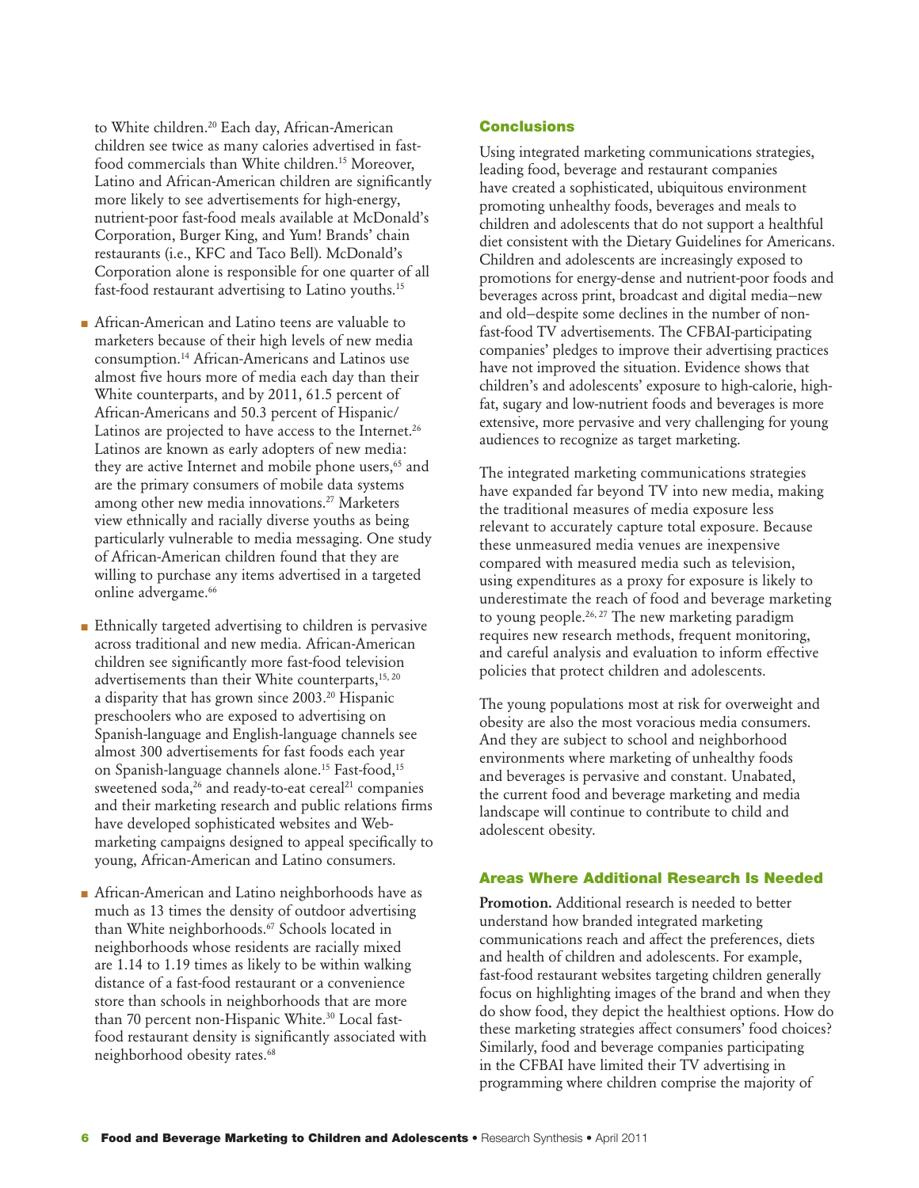to White children.[20] Each day, African-American children see twice as many calories advertised in fast-food commercials than White children.[15] Moreover, Latino and African-American children are significantly more likely to see advertisements for high-energy, nutrient-poor fast-food meals available at McDonald's Corporation, Burger King, and Yum! Brands' chain restaurants (i.e., KFC and Taco Bell). McDonald's Corporation alone is responsible for one quarter of all fast-food restaurant advertising to Latino youths.[15]

- African-American and Latino teens are valuable to marketers because of their high levels of new media consumption.[14] African-Americans and Latinos use almost five hours more of media each day than their White counterparts, and by 2011, 61.5 percent of African-Americans and 50.3 percent of Hispanic/Latinos are projected to have access to the Internet.[26] Latinos are known as early adopters of new media: they are active Internet and mobile phone users,[65] and are the primary consumers of mobile data systems among other new media innovations.[27] Marketers view ethnically and racially diverse youths as being particularly vulnerable to media messaging. One study of African-American children found that they are willing to purchase any items advertised in a targeted online advergame.[66]
- Ethnically targeted advertising to children is pervasive across traditional and new media. African-American children see significantly more fast-food television advertisements than their White counterparts,[15,20] a disparity that has grown since 2003.[20] Hispanic preschoolers who are exposed to advertising on Spanish-language and English-language channels see almost 300 advertisements for fast foods each year on Spanish-language channels alone.[15] Fast-food,[15] sweetened soda,[26] and ready-to-eat cereal[21] companies and their marketing research and public relations firms have developed sophisticated websites and Web-marketing campaigns designed to appeal specifically to young, African-American and Latino consumers.
- African-American and Latino neighborhoods have as much as 13 times the density of outdoor advertising than White neighborhoods.[67] Schools located in neighborhoods whose residents are racially mixed are 1.14 to 1.19 times as likely to be within walking distance of a fast-food restaurant or a convenience store than schools in neighborhoods that are more than 70 percent non-Hispanic White.[30] Local fast-food restaurant density is significantly associated with neighborhood obesity rates.[68]

## Conclusions

Using integrated marketing communications strategies, leading food, beverage and restaurant companies have created a sophisticated, ubiquitous environment promoting unhealthy foods, beverages and meals to children and adolescents that do not support a healthful diet consistent with the Dietary Guidelines for Americans. Children and adolescents are increasingly exposed to promotions for energy-dense and nutrient-poor foods and beverages across print, broadcast and digital media—new and old—despite some declines in the number of non-fast-food TV advertisements. The CFBAI-participating companies' pledges to improve their advertising practices have not improved the situation. Evidence shows that children's and adolescents' exposure to high-calorie, high-fat, sugary and low-nutrient foods and beverages is more extensive, more pervasive and very challenging for young audiences to recognize as target marketing.

The integrated marketing communications strategies have expanded far beyond TV into new media, making the traditional measures of media exposure less relevant to accurately capture total exposure. Because these unmeasured media venues are inexpensive compared with measured media such as television, using expenditures as a proxy for exposure is likely to underestimate the reach of food and beverage marketing to young people.[26,27] The new marketing paradigm requires new research methods, frequent monitoring, and careful analysis and evaluation to inform effective policies that protect children and adolescents.

The young populations most at risk for overweight and obesity are also the most voracious media consumers. And they are subject to school and neighborhood environments where marketing of unhealthy foods and beverages is pervasive and constant. Unabated, the current food and beverage marketing and media landscape will continue to contribute to child and adolescent obesity.

## Areas Where Additional Research Is Needed

**Promotion.** Additional research is needed to better understand how branded integrated marketing communications reach and affect the preferences, diets and health of children and adolescents. For example, fast-food restaurant websites targeting children generally focus on highlighting images of the brand and when they do show food, they depict the healthiest options. How do these marketing strategies affect consumers' food choices? Similarly, food and beverage companies participating in the CFBAI have limited their TV advertising in programming where children comprise the majority of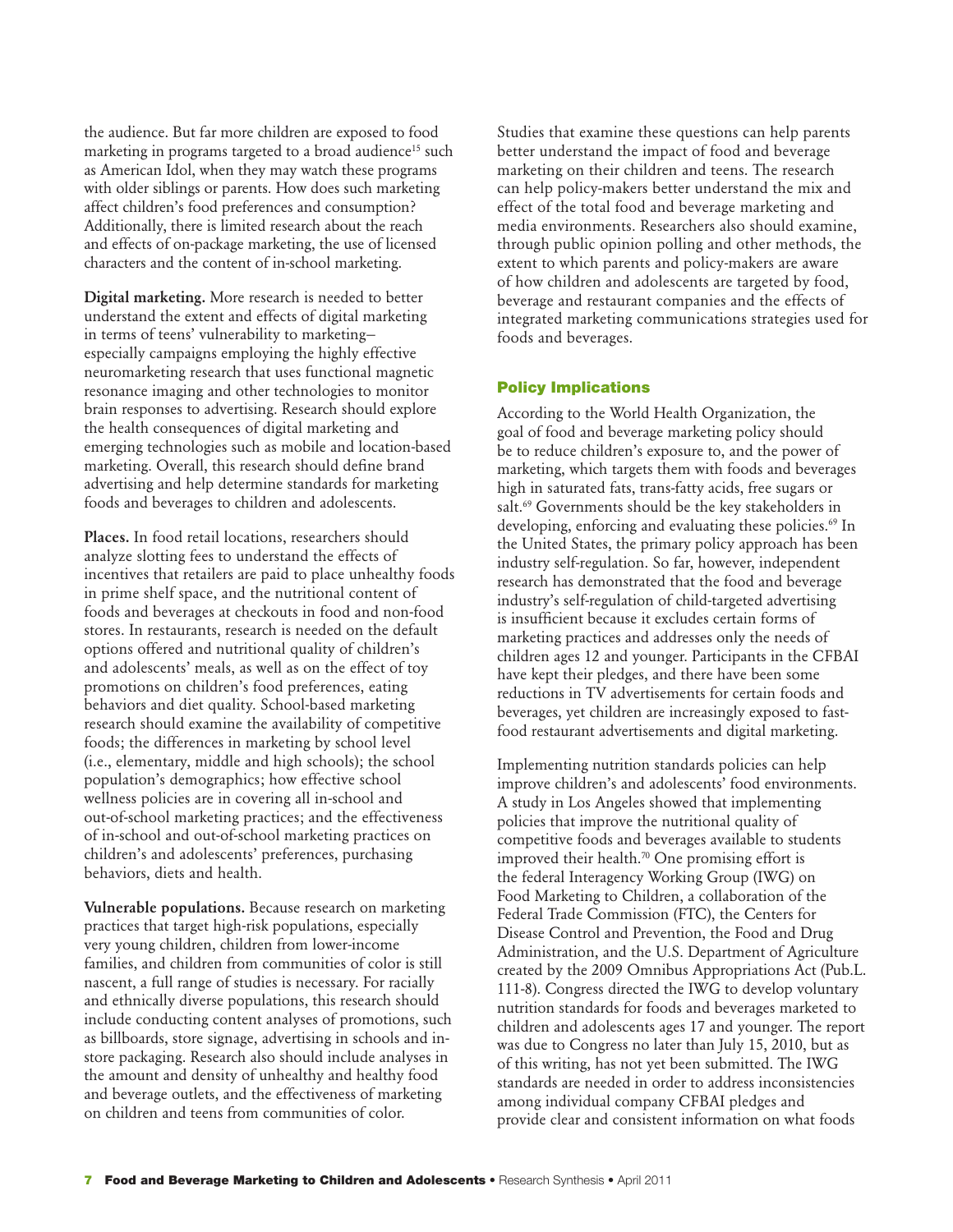the audience. But far more children are exposed to food marketing in programs targeted to a broad audience[15] such as American Idol, when they may watch these programs with older siblings or parents. How does such marketing affect children's food preferences and consumption? Additionally, there is limited research about the reach and effects of on-package marketing, the use of licensed characters and the content of in-school marketing.

**Digital marketing.** More research is needed to better understand the extent and effects of digital marketing in terms of teens' vulnerability to marketing–especially campaigns employing the highly effective neuromarketing research that uses functional magnetic resonance imaging and other technologies to monitor brain responses to advertising. Research should explore the health consequences of digital marketing and emerging technologies such as mobile and location-based marketing. Overall, this research should define brand advertising and help determine standards for marketing foods and beverages to children and adolescents.

**Places.** In food retail locations, researchers should analyze slotting fees to understand the effects of incentives that retailers are paid to place unhealthy foods in prime shelf space, and the nutritional content of foods and beverages at checkouts in food and non-food stores. In restaurants, research is needed on the default options offered and nutritional quality of children's and adolescents' meals, as well as on the effect of toy promotions on children's food preferences, eating behaviors and diet quality. School-based marketing research should examine the availability of competitive foods; the differences in marketing by school level (i.e., elementary, middle and high schools); the school population's demographics; how effective school wellness policies are in covering all in-school and out-of-school marketing practices; and the effectiveness of in-school and out-of-school marketing practices on children's and adolescents' preferences, purchasing behaviors, diets and health.

**Vulnerable populations.** Because research on marketing practices that target high-risk populations, especially very young children, children from lower-income families, and children from communities of color is still nascent, a full range of studies is necessary. For racially and ethnically diverse populations, this research should include conducting content analyses of promotions, such as billboards, store signage, advertising in schools and in-store packaging. Research also should include analyses in the amount and density of unhealthy and healthy food and beverage outlets, and the effectiveness of marketing on children and teens from communities of color.

Studies that examine these questions can help parents better understand the impact of food and beverage marketing on their children and teens. The research can help policy-makers better understand the mix and effect of the total food and beverage marketing and media environments. Researchers also should examine, through public opinion polling and other methods, the extent to which parents and policy-makers are aware of how children and adolescents are targeted by food, beverage and restaurant companies and the effects of integrated marketing communications strategies used for foods and beverages.

## Policy Implications

According to the World Health Organization, the goal of food and beverage marketing policy should be to reduce children's exposure to, and the power of marketing, which targets them with foods and beverages high in saturated fats, trans-fatty acids, free sugars or salt.[69] Governments should be the key stakeholders in developing, enforcing and evaluating these policies.[69] In the United States, the primary policy approach has been industry self-regulation. So far, however, independent research has demonstrated that the food and beverage industry's self-regulation of child-targeted advertising is insufficient because it excludes certain forms of marketing practices and addresses only the needs of children ages 12 and younger. Participants in the CFBAI have kept their pledges, and there have been some reductions in TV advertisements for certain foods and beverages, yet children are increasingly exposed to fast-food restaurant advertisements and digital marketing.

Implementing nutrition standards policies can help improve children's and adolescents' food environments. A study in Los Angeles showed that implementing policies that improve the nutritional quality of competitive foods and beverages available to students improved their health.[70] One promising effort is the federal Interagency Working Group (IWG) on Food Marketing to Children, a collaboration of the Federal Trade Commission (FTC), the Centers for Disease Control and Prevention, the Food and Drug Administration, and the U.S. Department of Agriculture created by the 2009 Omnibus Appropriations Act (Pub.L. 111-8). Congress directed the IWG to develop voluntary nutrition standards for foods and beverages marketed to children and adolescents ages 17 and younger. The report was due to Congress no later than July 15, 2010, but as of this writing, has not yet been submitted. The IWG standards are needed in order to address inconsistencies among individual company CFBAI pledges and provide clear and consistent information on what foods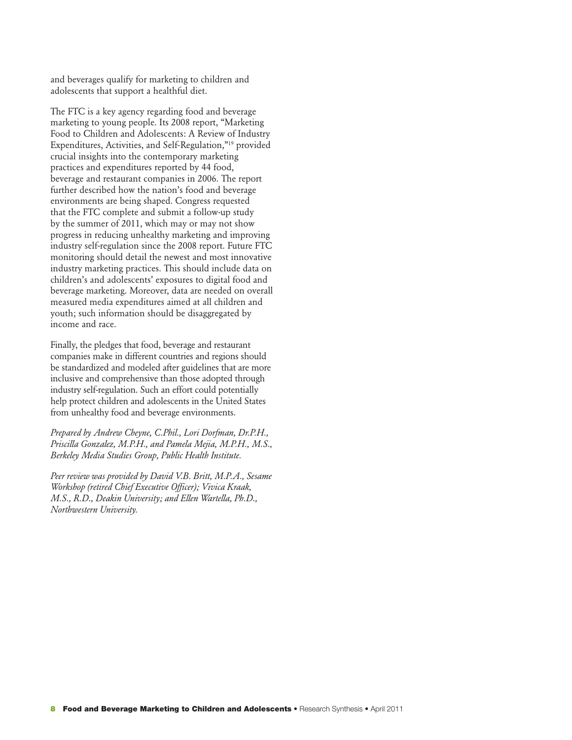and beverages qualify for marketing to children and adolescents that support a healthful diet.

The FTC is a key agency regarding food and beverage marketing to young people. Its 2008 report, "Marketing Food to Children and Adolescents: A Review of Industry Expenditures, Activities, and Self-Regulation,"[19] provided crucial insights into the contemporary marketing practices and expenditures reported by 44 food, beverage and restaurant companies in 2006. The report further described how the nation's food and beverage environments are being shaped. Congress requested that the FTC complete and submit a follow-up study by the summer of 2011, which may or may not show progress in reducing unhealthy marketing and improving industry self-regulation since the 2008 report. Future FTC monitoring should detail the newest and most innovative industry marketing practices. This should include data on children's and adolescents' exposures to digital food and beverage marketing. Moreover, data are needed on overall measured media expenditures aimed at all children and youth; such information should be disaggregated by income and race.

Finally, the pledges that food, beverage and restaurant companies make in different countries and regions should be standardized and modeled after guidelines that are more inclusive and comprehensive than those adopted through industry self-regulation. Such an effort could potentially help protect children and adolescents in the United States from unhealthy food and beverage environments.

*Prepared by Andrew Cheyne, C.Phil., Lori Dorfman, Dr.P.H., Priscilla Gonzalez, M.P.H., and Pamela Mejia, M.P.H., M.S., Berkeley Media Studies Group, Public Health Institute.*

*Peer review was provided by David V.B. Britt, M.P.A., Sesame Workshop (retired Chief Executive Officer); Vivica Kraak, M.S., R.D., Deakin University; and Ellen Wartella, Ph.D., Northwestern University.*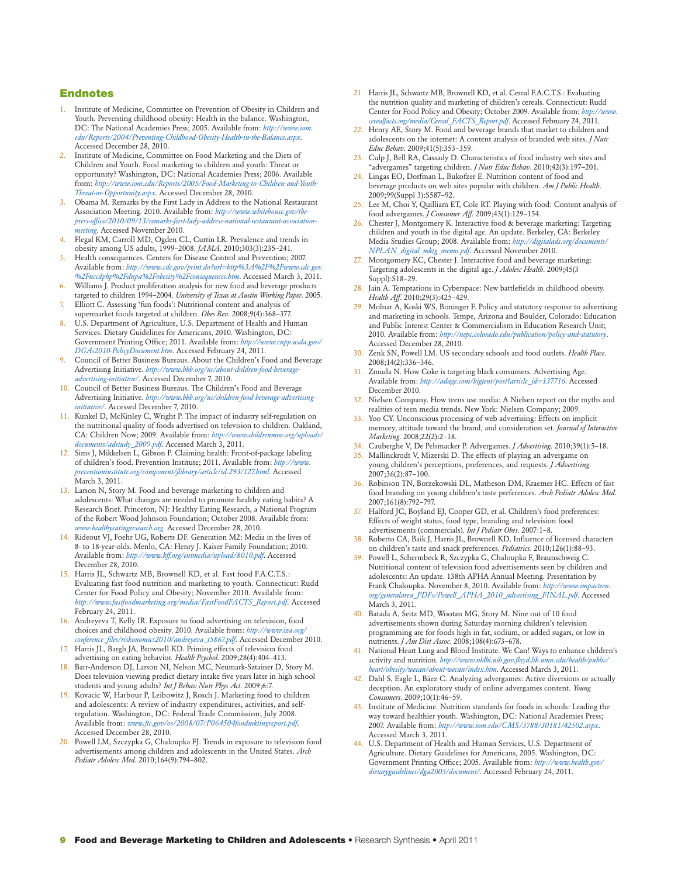## Endnotes

1. Institute of Medicine, Committee on Prevention of Obesity in Children and Youth. Preventing childhood obesity: Health in the balance. Washington, DC: The National Academies Press; 2005. Available from: *http://www.iom.edu/Reports/2004/Preventing-Childhood-Obesity-Health-in-the-Balance.aspx*. Accessed December 28, 2010.
2. Institute of Medicine, Committee on Food Marketing and the Diets of Children and Youth. Food marketing to children and youth: Threat or opportunity? Washington, DC: National Academies Press; 2006. Available from: *http://www.iom.edu/Reports/2005/Food-Marketing-to-Children-and-Youth-Threat-or-Opportunity.aspx*. Accessed December 28, 2010.
3. Obama M. Remarks by the First Lady in Address to the National Restaurant Association Meeting. 2010. Available from: *http://www.whitehouse.gov/the-press-office/2010/09/13/remarks-first-lady-address-national-restaurant-association-meeting*. Accessed November 2010.
4. Flegal KM, Carroll MD, Ogden CL, Curtin LR. Prevalence and trends in obesity among US adults, 1999–2008. *JAMA*. 2010;303(3):235–241.
5. Health consequences. Centers for Disease Control and Prevention; 2007. Available from: *http://www.cdc.gov/print.do?url=http%3A%2F%2Fwww.cdc.gov%2Fnccdphp%2Fdnpa%2Fobesity%2Fconsequences.htm*. Accessed March 3, 2011.
6. Williams J. Product proliferation analysis for new food and beverage products targeted to children 1994–2004. *University of Texas at Austin Working Paper*. 2005.
7. Elliott C. Assessing 'fun foods': Nutritional content and analysis of supermarket foods targeted at children. *Obes Rev*. 2008;9(4):368–377.
8. U.S. Department of Agriculture, U.S. Department of Health and Human Services. Dietary Guidelines for Americans, 2010. Washington, DC: Government Printing Office; 2011. Available from: *http://www.cnpp.usda.gov/DGAs2010-PolicyDocument.htm*. Accessed February 24, 2011.
9. Council of Better Business Bureaus. About the Children's Food and Beverage Advertising Initiative. *http://www.bbb.org/us/about-children-food-beverage-advertising-initiative/*. Accessed December 7, 2010.
10. Council of Better Business Bureaus. The Children's Food and Beverage Advertising Initiative. *http://www.bbb.org/us/children-food-beverage-advertising-initiative/*. Accessed December 7, 2010.
11. Kunkel D, McKinley C, Wright P. The impact of industry self-regulation on the nutritional quality of foods advertised on television to children. Oakland, CA: Children Now; 2009. Available from: *http://www.childrennow.org/uploads/documents/adstudy_2009.pdf*. Accessed March 3, 2011.
12. Sims J, Mikkelsen L, Gibson P. Claiming health: Front-of-package labeling of children's food. Prevention Institute; 2011. Available from: *http://www.preventioninstitute.org/component/jlibrary/article/id-293/127.html*. Accessed March 3, 2011.
13. Larson N, Story M. Food and beverage marketing to children and adolescents: What changes are needed to promote healthy eating habits? A Research Brief. Princeton, NJ: Healthy Eating Research, a National Program of the Robert Wood Johnson Foundation; October 2008. Available from: *www.healthyeatingresearch.org*. Accessed December 28, 2010.
14. Rideout VJ, Foehr UG, Roberts DF. Generation M2: Media in the lives of 8- to 18-year-olds. Menlo, CA: Henry J. Kaiser Family Foundation; 2010. Available from: *http://www.kff.org/entmedia/upload/8010.pdf*. Accessed December 28, 2010.
15. Harris JL, Schwartz MB, Brownell KD, et al. Fast food F.A.C.T.S.: Evaluating fast food nutrition and marketing to youth. Connecticut: Rudd Center for Food Policy and Obesity; November 2010. Available from: *http://www.fastfoodmarketing.org/media/FastFoodFACTS_Report.pdf*. Accessed February 24, 2011.
16. Andreyeva T, Kelly IR. Exposure to food advertising on television, food choices and childhood obesity. 2010. Available from: *http://www.iza.org/conference_files/riskonomics2010/andreyeva_t5867.pdf*. Accessed December 2010.
17. Harris JL, Bargh JA, Brownell KD. Priming effects of television food advertising on eating behavior. *Health Psychol*. 2009;28(4):404–413.
18. Barr-Anderson DJ, Larson NI, Nelson MC, Neumark-Sztainer D, Story M. Does television viewing predict dietary intake five years later in high school students and young adults? *Int J Behav Nutr Phys Act*. 2009;6:7.
19. Kovacic W, Harbour P, Leibowitz J, Rosch J. Marketing food to children and adolescents: A review of industry expenditures, activities, and self-regulation. Washington, DC: Federal Trade Commission; July 2008. Available from: *www.ftc.gov/os/2008/07/P064504foodmktingreport.pdf*. Accessed December 28, 2010.
20. Powell LM, Szczypka G, Chaloupka FJ. Trends in exposure to television food advertisements among children and adolescents in the United States. *Arch Pediatr Adolesc Med*. 2010;164(9):794–802.
21. Harris JL, Schwartz MB, Brownell KD, et al. Cereal F.A.C.T.S.: Evaluating the nutrition quality and marketing of children's cereals. Connecticut: Rudd Center for Food Policy and Obesity; October 2009. Available from: *http://www.cerealfacts.org/media/Cereal_FACTS_Report.pdf*. Accessed February 24, 2011.
22. Henry AE, Story M. Food and beverage brands that market to children and adolescents on the internet: A content analysis of branded web sites. *J Nutr Educ Behav*. 2009;41(5):353–359.
23. Culp J, Bell RA, Cassady D. Characteristics of food industry web sites and "advergames" targeting children. *J Nutr Educ Behav*. 2010;42(3):197–201.
24. Lingas EO, Dorfman L, Bukofzer E. Nutrition content of food and beverage products on web sites popular with children. *Am J Public Health*. 2009;99(Suppl 3):S587–92.
25. Lee M, Choi Y, Quilliam ET, Cole RT. Playing with food: Content analysis of food advergames. *J Consumer Aff*. 2009;43(1):129–154.
26. Chester J, Montgomery K. Interactive food & beverage marketing: Targeting children and youth in the digital age. An update. Berkeley, CA: Berkeley Media Studies Group; 2008. Available from: *http://digitalads.org/documents/NPLAN_digital_mktg_memo.pdf*. Accessed November 2010.
27. Montgomery KC, Chester J. Interactive food and beverage marketing: Targeting adolescents in the digital age. *J Adolesc Health*. 2009;45(3 Suppl):S18–29.
28. Jain A. Temptations in Cyberspace: New battlefields in childhood obesity. *Health Aff*. 2010;29(3):425–429.
29. Molnar A, Koski WS, Boninger F. Policy and statutory response to advertising and marketing in schools. Tempe, Arizona and Boulder, Colorado: Education and Public Interest Center & Commercialism in Education Research Unit; 2010. Available from: *http://nepc.colorado.edu/publication/policy-and-statutory*. Accessed December 28, 2010.
30. Zenk SN, Powell LM. US secondary schools and food outlets. *Health Place*. 2008;14(2):336–346.
31. Zmuda N. How Coke is targeting black consumers. Advertising Age. Available from: *http://adage.com/bigtent/post?article_id=137716*. Accessed December 2010.
32. Nielsen Company. How teens use media: A Nielsen report on the myths and realities of teen media trends. New York: Nielsen Company; 2009.
33. Yoo CY. Unconscious processing of web advertising: Effects on implicit memory, attitude toward the brand, and consideration set. *Journal of Interactive Marketing*. 2008;22(2):2–18.
34. Cauberghe V, De Pelsmacker P. Advergames. *J Advertising*. 2010;39(1):5–18.
35. Mallinckrodt V, Mizerski D. The effects of playing an advergame on young children's perceptions, preferences, and requests. *J Advertising*. 2007;36(2):87–100.
36. Robinson TN, Borzekowski DL, Matheson DM, Kraemer HC. Effects of fast food branding on young children's taste preferences. *Arch Pediatr Adolesc Med*. 2007;161(8):792–797.
37. Halford JC, Boyland EJ, Cooper GD, et al. Children's food preferences: Effects of weight status, food type, branding and television food advertisements (commercials). *Int J Pediatr Obes*. 2007:1–8.
38. Roberto CA, Baik J, Harris JL, Brownell KD. Influence of licensed characters on children's taste and snack preferences. *Pediatrics*. 2010;126(1):88–93.
39. Powell L, Schermbeck R, Szczypka G, Chaloupka F, Braunschweig C. Nutritional content of television food advertisements seen by children and adolescents: An update. 138th APHA Annual Meeting. Presentation by Frank Chaloupka. November 8, 2010. Available from: *http://www.impacteen.org/generalarea_PDFs/Powell_APHA_2010_advertising_FINAL.pdf*. Accessed March 3, 2011.
40. Batada A, Seitz MD, Wootan MG, Story M. Nine out of 10 food advertisements shown during Saturday morning children's television programming are for foods high in fat, sodium, or added sugars, or low in nutrients. *J Am Diet Assoc*. 2008;108(4):673–678.
41. National Heart Lung and Blood Institute. We Can! Ways to enhance children's activity and nutrition. *http://www.nhlbi.nih.gov.floyd.lib.umn.edu/health/public/heart/obesity/wecan/about-wecan/index.htm*. Accessed March 3, 2011.
42. Dahl S, Eagle L, Báez C. Analyzing advergames: Active diversions or actually deception. An exploratory study of online advergames content. *Young Consumers*. 2009;10(1):46–59.
43. Institute of Medicine. Nutrition standards for foods in schools: Leading the way toward healthier youth. Washington, DC: National Academies Press; 2007. Available from: *http://www.iom.edu/CMS/3788/30181/42502.aspx*. Accessed March 3, 2011.
44. U.S. Department of Health and Human Services, U.S. Department of Agriculture. Dietary Guidelines for Americans, 2005. Washington, DC: Government Printing Office; 2005. Available from: *http://www.health.gov/dietaryguidelines/dga2005/document/*. Accessed February 24, 2011.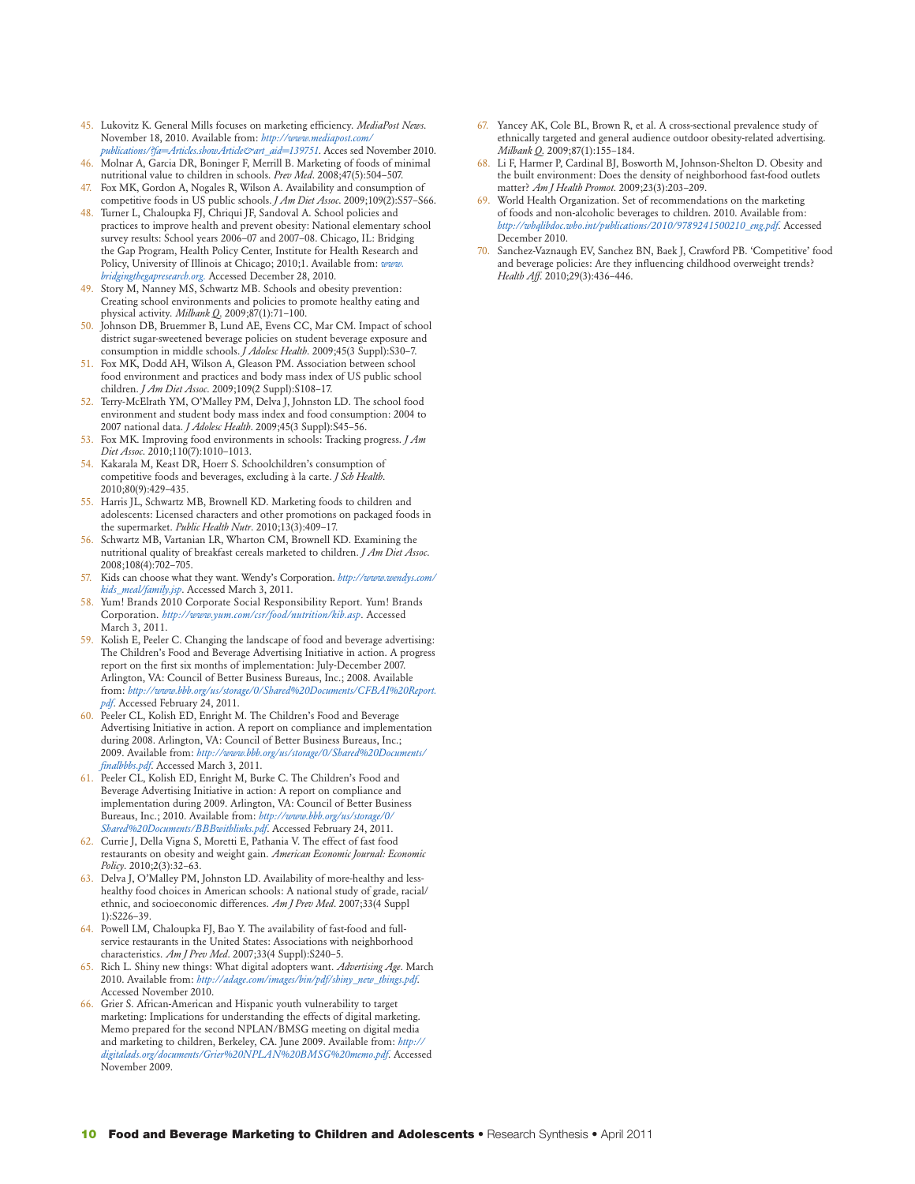45. Lukovitz K. General Mills focuses on marketing efficiency. *MediaPost News*. November 18, 2010. Available from: *http://www.mediapost.com/publications/?fa=Articles.showArticle&art_aid=139751*. Acces sed November 2010.
46. Molnar A, Garcia DR, Boninger F, Merrill B. Marketing of foods of minimal nutritional value to children in schools. *Prev Med*. 2008;47(5):504–507.
47. Fox MK, Gordon A, Nogales R, Wilson A. Availability and consumption of competitive foods in US public schools. *J Am Diet Assoc*. 2009;109(2):S57–S66.
48. Turner L, Chaloupka FJ, Chriqui JF, Sandoval A. School policies and practices to improve health and prevent obesity: National elementary school survey results: School years 2006–07 and 2007–08. Chicago, IL: Bridging the Gap Program, Health Policy Center, Institute for Health Research and Policy, University of Illinois at Chicago; 2010;1. Available from: *www.bridgingthegapresearch.org*. Accessed December 28, 2010.
49. Story M, Nanney MS, Schwartz MB. Schools and obesity prevention: Creating school environments and policies to promote healthy eating and physical activity. *Milbank Q*. 2009;87(1):71–100.
50. Johnson DB, Bruemmer B, Lund AE, Evens CC, Mar CM. Impact of school district sugar-sweetened beverage policies on student beverage exposure and consumption in middle schools. *J Adolesc Health*. 2009;45(3 Suppl):S30–7.
51. Fox MK, Dodd AH, Wilson A, Gleason PM. Association between school food environment and practices and body mass index of US public school children. *J Am Diet Assoc*. 2009;109(2 Suppl):S108–17.
52. Terry-McElrath YM, O'Malley PM, Delva J, Johnston LD. The school food environment and student body mass index and food consumption: 2004 to 2007 national data. *J Adolesc Health*. 2009;45(3 Suppl):S45–56.
53. Fox MK. Improving food environments in schools: Tracking progress. *J Am Diet Assoc*. 2010;110(7):1010–1013.
54. Kakarala M, Keast DR, Hoerr S. Schoolchildren's consumption of competitive foods and beverages, excluding à la carte. *J Sch Health*. 2010;80(9):429–435.
55. Harris JL, Schwartz MB, Brownell KD. Marketing foods to children and adolescents: Licensed characters and other promotions on packaged foods in the supermarket. *Public Health Nutr*. 2010;13(3):409–17.
56. Schwartz MB, Vartanian LR, Wharton CM, Brownell KD. Examining the nutritional quality of breakfast cereals marketed to children. *J Am Diet Assoc*. 2008;108(4):702–705.
57. Kids can choose what they want. Wendy's Corporation. *http://www.wendys.com/kids_meal/family.jsp*. Accessed March 3, 2011.
58. Yum! Brands 2010 Corporate Social Responsibility Report. Yum! Brands Corporation. *http://www.yum.com/csr/food/nutrition/kib.asp*. Accessed March 3, 2011.
59. Kolish E, Peeler C. Changing the landscape of food and beverage advertising: The Children's Food and Beverage Advertising Initiative in action. A progress report on the first six months of implementation: July-December 2007. Arlington, VA: Council of Better Business Bureaus, Inc.; 2008. Available from: *http://www.bbb.org/us/storage/0/Shared%20Documents/CFBAI%20Report.pdf*. Accessed February 24, 2011.
60. Peeler CL, Kolish ED, Enright M. The Children's Food and Beverage Advertising Initiative in action. A report on compliance and implementation during 2008. Arlington, VA: Council of Better Business Bureaus, Inc.; 2009. Available from: *http://www.bbb.org/us/storage/0/Shared%20Documents/finalbbbs.pdf*. Accessed March 3, 2011.
61. Peeler CL, Kolish ED, Enright M, Burke C. The Children's Food and Beverage Advertising Initiative in action: A report on compliance and implementation during 2009. Arlington, VA: Council of Better Business Bureaus, Inc.; 2010. Available from: *http://www.bbb.org/us/storage/0/Shared%20Documents/BBBwithlinks.pdf*. Accessed February 24, 2011.
62. Currie J, Della Vigna S, Moretti E, Pathania V. The effect of fast food restaurants on obesity and weight gain. *American Economic Journal: Economic Policy*. 2010;2(3):32–63.
63. Delva J, O'Malley PM, Johnston LD. Availability of more-healthy and less-healthy food choices in American schools: A national study of grade, racial/ethnic, and socioeconomic differences. *Am J Prev Med*. 2007;33(4 Suppl 1):S226–39.
64. Powell LM, Chaloupka FJ, Bao Y. The availability of fast-food and full-service restaurants in the United States: Associations with neighborhood characteristics. *Am J Prev Med*. 2007;33(4 Suppl):S240–5.
65. Rich L. Shiny new things: What digital adopters want. *Advertising Age*. March 2010. Available from: *http://adage.com/images/bin/pdf/shiny_new_things.pdf*. Accessed November 2010.
66. Grier S. African-American and Hispanic youth vulnerability to target marketing: Implications for understanding the effects of digital marketing. Memo prepared for the second NPLAN/BMSG meeting on digital media and marketing to children, Berkeley, CA. June 2009. Available from: *http://digitalads.org/documents/Grier%20NPLAN%20BMSG%20memo.pdf*. Accessed November 2009.
67. Yancey AK, Cole BL, Brown R, et al. A cross-sectional prevalence study of ethnically targeted and general audience outdoor obesity-related advertising. *Milbank Q*. 2009;87(1):155–184.
68. Li F, Harmer P, Cardinal BJ, Bosworth M, Johnson-Shelton D. Obesity and the built environment: Does the density of neighborhood fast-food outlets matter? *Am J Health Promot*. 2009;23(3):203–209.
69. World Health Organization. Set of recommendations on the marketing of foods and non-alcoholic beverages to children. 2010. Available from: *http://whqlibdoc.who.int/publications/2010/9789241500210_eng.pdf*. Accessed December 2010.
70. Sanchez-Vaznaugh EV, Sanchez BN, Baek J, Crawford PB. 'Competitive' food and beverage policies: Are they influencing childhood overweight trends? *Health Aff*. 2010;29(3):436–446.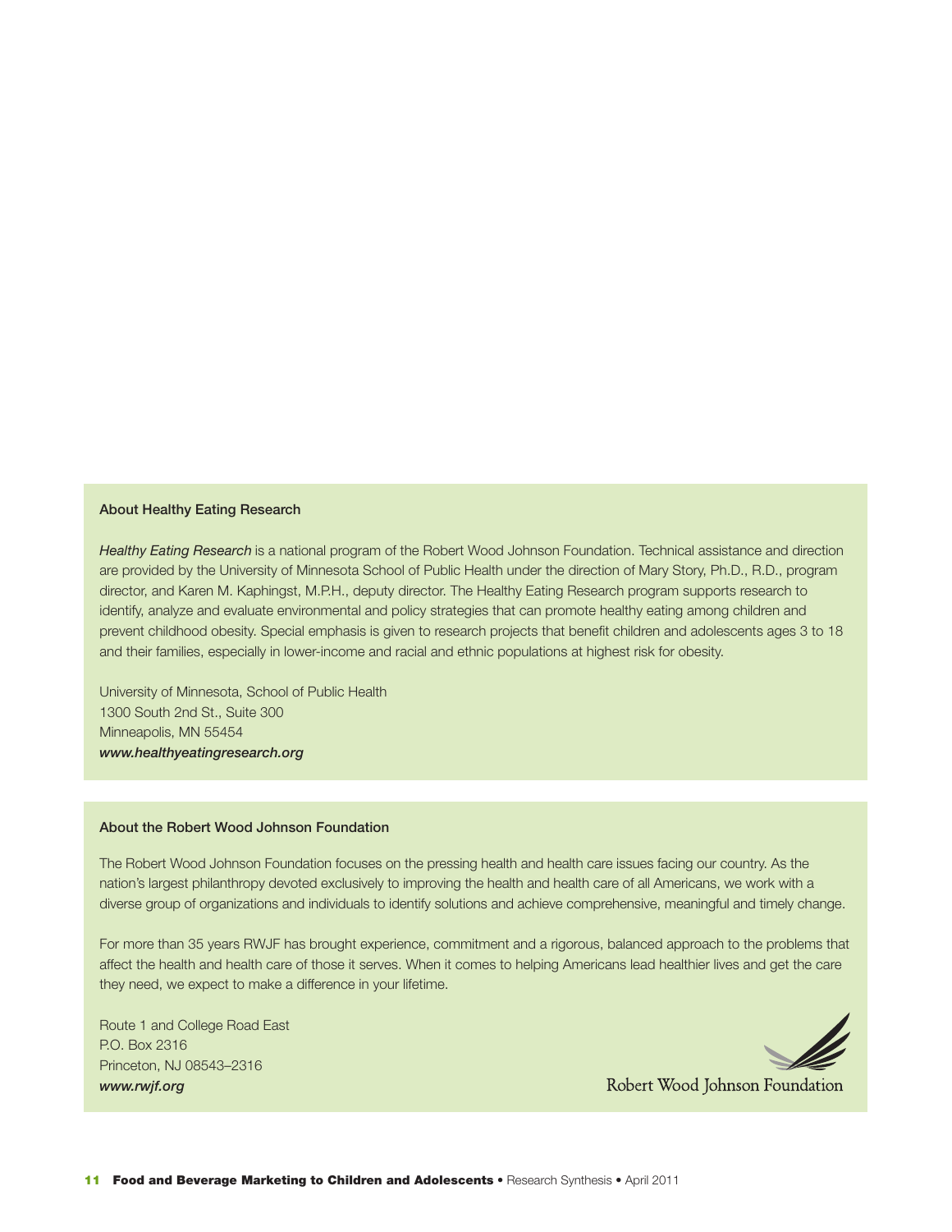### About Healthy Eating Research

*Healthy Eating Research* is a national program of the Robert Wood Johnson Foundation. Technical assistance and direction are provided by the University of Minnesota School of Public Health under the direction of Mary Story, Ph.D., R.D., program director, and Karen M. Kaphingst, M.P.H., deputy director. The Healthy Eating Research program supports research to identify, analyze and evaluate environmental and policy strategies that can promote healthy eating among children and prevent childhood obesity. Special emphasis is given to research projects that benefit children and adolescents ages 3 to 18 and their families, especially in lower-income and racial and ethnic populations at highest risk for obesity.

University of Minnesota, School of Public Health
1300 South 2nd St., Suite 300
Minneapolis, MN 55454
***www.healthyeatingresearch.org***

### About the Robert Wood Johnson Foundation

The Robert Wood Johnson Foundation focuses on the pressing health and health care issues facing our country. As the nation's largest philanthropy devoted exclusively to improving the health and health care of all Americans, we work with a diverse group of organizations and individuals to identify solutions and achieve comprehensive, meaningful and timely change.

For more than 35 years RWJF has brought experience, commitment and a rigorous, balanced approach to the problems that affect the health and health care of those it serves. When it comes to helping Americans lead healthier lives and get the care they need, we expect to make a difference in your lifetime.

Route 1 and College Road East
P.O. Box 2316
Princeton, NJ 08543–2316
***www.rwjf.org***

Robert Wood Johnson Foundation